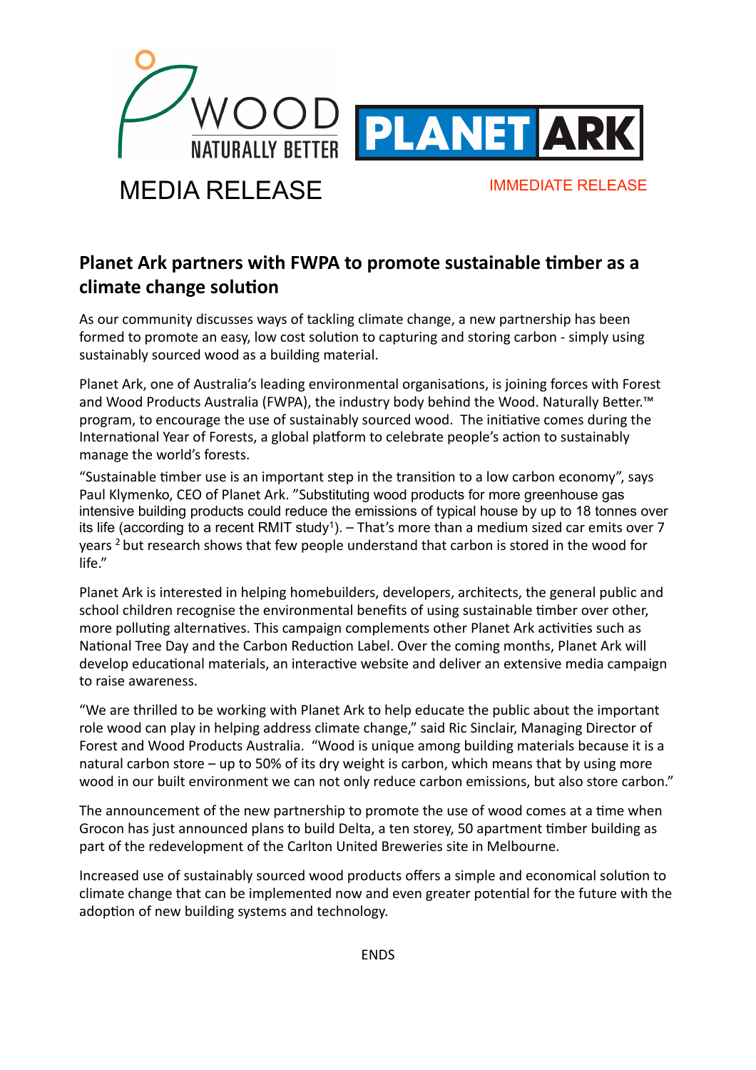WOOD NATURALLY BETTER

PLANET ARK

MEDIA RELEASE

IMMEDIATE RELEASE

## Planet Ark partners with FWPA to promote sustainable timber as a climate change solution

As our community discusses ways of tackling climate change, a new partnership has been formed to promote an easy, low cost solution to capturing and storing carbon - simply using sustainably sourced wood as a building material.

Planet Ark, one of Australia's leading environmental organisations, is joining forces with Forest and Wood Products Australia (FWPA), the industry body behind the Wood. Naturally Better.™ program, to encourage the use of sustainably sourced wood. The initiative comes during the International Year of Forests, a global platform to celebrate people's action to sustainably manage the world's forests.

"Sustainable timber use is an important step in the transition to a low carbon economy", says Paul Klymenko, CEO of Planet Ark. "Substituting wood products for more greenhouse gas intensive building products could reduce the emissions of typical house by up to 18 tonnes over its life (according to a recent RMIT study[1]). – That's more than a medium sized car emits over 7 years [2] but research shows that few people understand that carbon is stored in the wood for life."

Planet Ark is interested in helping homebuilders, developers, architects, the general public and school children recognise the environmental benefits of using sustainable timber over other, more polluting alternatives. This campaign complements other Planet Ark activities such as National Tree Day and the Carbon Reduction Label. Over the coming months, Planet Ark will develop educational materials, an interactive website and deliver an extensive media campaign to raise awareness.

"We are thrilled to be working with Planet Ark to help educate the public about the important role wood can play in helping address climate change," said Ric Sinclair, Managing Director of Forest and Wood Products Australia. "Wood is unique among building materials because it is a natural carbon store – up to 50% of its dry weight is carbon, which means that by using more wood in our built environment we can not only reduce carbon emissions, but also store carbon."

The announcement of the new partnership to promote the use of wood comes at a time when Grocon has just announced plans to build Delta, a ten storey, 50 apartment timber building as part of the redevelopment of the Carlton United Breweries site in Melbourne.

Increased use of sustainably sourced wood products offers a simple and economical solution to climate change that can be implemented now and even greater potential for the future with the adoption of new building systems and technology.

ENDS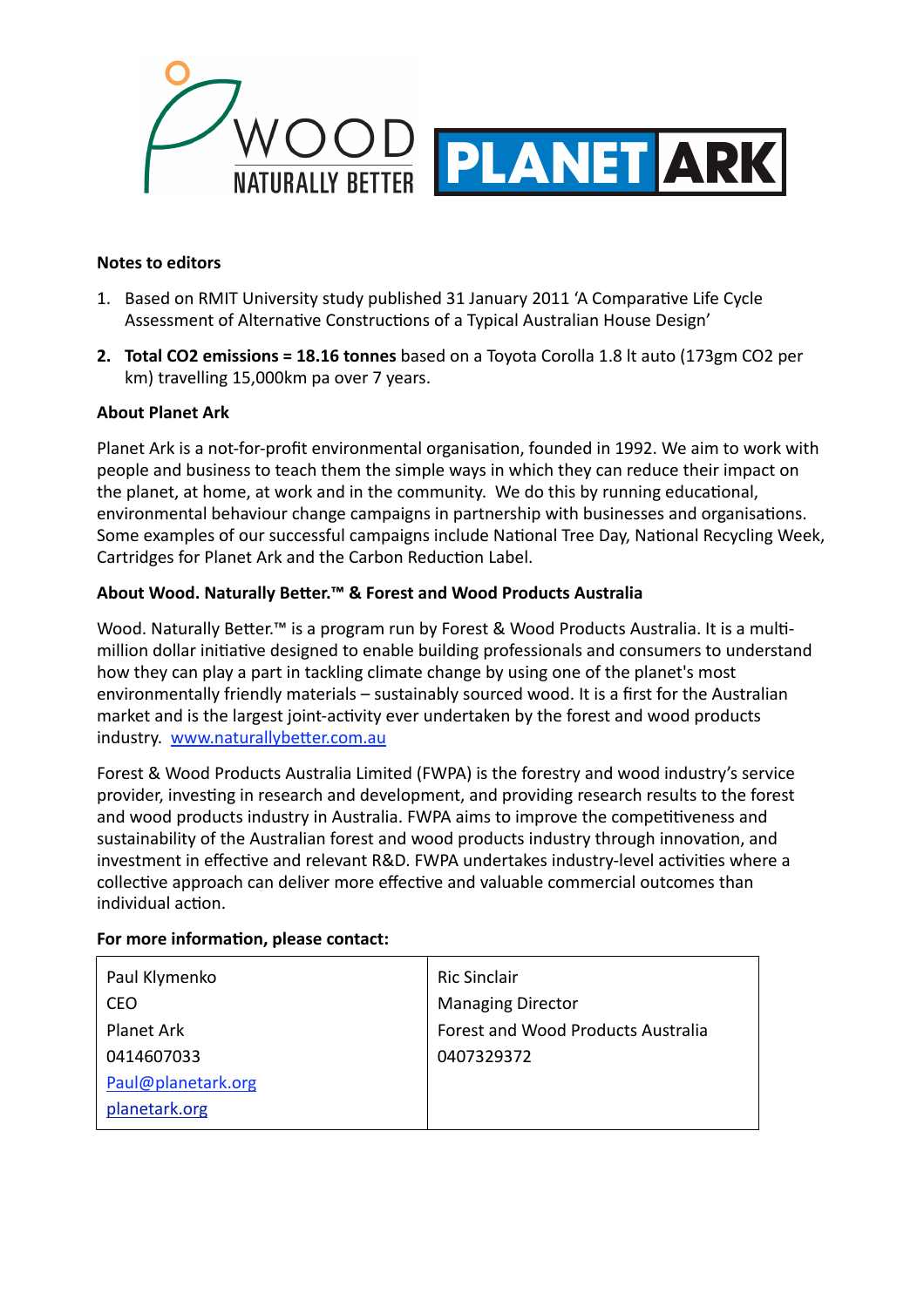**Notes to editors**

1. Based on RMIT University study published 31 January 2011 'A Comparative Life Cycle Assessment of Alternative Constructions of a Typical Australian House Design'
2. **Total CO2 emissions = 18.16 tonnes** based on a Toyota Corolla 1.8 lt auto (173gm CO2 per km) travelling 15,000km pa over 7 years.

**About Planet Ark**

Planet Ark is a not-for-profit environmental organisation, founded in 1992. We aim to work with people and business to teach them the simple ways in which they can reduce their impact on the planet, at home, at work and in the community. We do this by running educational, environmental behaviour change campaigns in partnership with businesses and organisations. Some examples of our successful campaigns include National Tree Day, National Recycling Week, Cartridges for Planet Ark and the Carbon Reduction Label.

**About Wood. Naturally Better.™ & Forest and Wood Products Australia**

Wood. Naturally Better.™ is a program run by Forest & Wood Products Australia. It is a multi-million dollar initiative designed to enable building professionals and consumers to understand how they can play a part in tackling climate change by using one of the planet's most environmentally friendly materials – sustainably sourced wood. It is a first for the Australian market and is the largest joint-activity ever undertaken by the forest and wood products industry. www.naturallybetter.com.au

Forest & Wood Products Australia Limited (FWPA) is the forestry and wood industry's service provider, investing in research and development, and providing research results to the forest and wood products industry in Australia. FWPA aims to improve the competitiveness and sustainability of the Australian forest and wood products industry through innovation, and investment in effective and relevant R&D. FWPA undertakes industry-level activities where a collective approach can deliver more effective and valuable commercial outcomes than individual action.

**For more information, please contact:**

| | |
|---|---|
| Paul Klymenko<br>CEO<br>Planet Ark<br>0414607033<br>Paul@planetark.org<br>planetark.org | Ric Sinclair<br>Managing Director<br>Forest and Wood Products Australia<br>0407329372 |